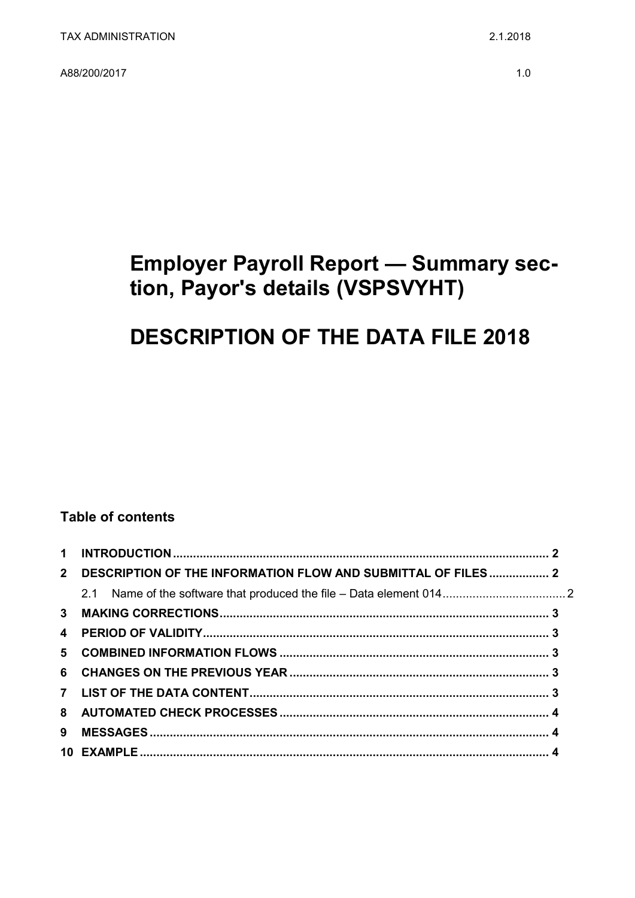TAX ADMINISTRATION 2.1.2018

A88/200/2017 1.0

# Employer Payroll Report — Summary section, Payor's details (VSPSVYHT)

# DESCRIPTION OF THE DATA FILE 2018

## Table of contents

1 INTRODUCTION ..... 2
2 DESCRIPTION OF THE INFORMATION FLOW AND SUBMITTAL OF FILES ..... 2
  2.1 Name of the software that produced the file – Data element 014 ..... 2
3 MAKING CORRECTIONS ..... 3
4 PERIOD OF VALIDITY ..... 3
5 COMBINED INFORMATION FLOWS ..... 3
6 CHANGES ON THE PREVIOUS YEAR ..... 3
7 LIST OF THE DATA CONTENT ..... 3
8 AUTOMATED CHECK PROCESSES ..... 4
9 MESSAGES ..... 4
10 EXAMPLE ..... 4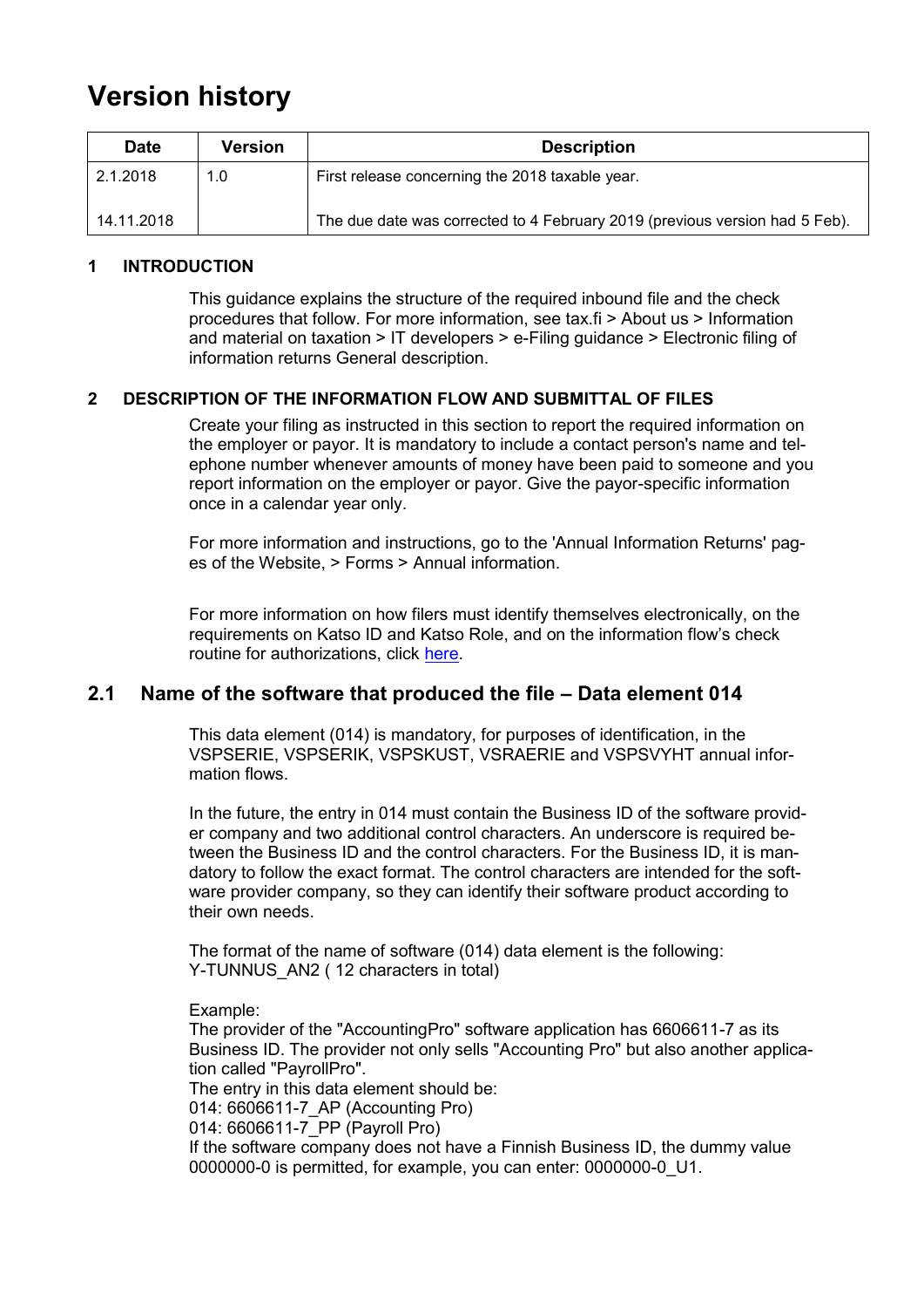# Version history

| Date | Version | Description |
| --- | --- | --- |
| 2.1.2018 | 1.0 | First release concerning the 2018 taxable year. |
| 14.11.2018 | | The due date was corrected to 4 February 2019 (previous version had 5 Feb). |

## 1 INTRODUCTION

This guidance explains the structure of the required inbound file and the check procedures that follow. For more information, see tax.fi > About us > Information and material on taxation > IT developers > e-Filing guidance > Electronic filing of information returns General description.

## 2 DESCRIPTION OF THE INFORMATION FLOW AND SUBMITTAL OF FILES

Create your filing as instructed in this section to report the required information on the employer or payor. It is mandatory to include a contact person's name and telephone number whenever amounts of money have been paid to someone and you report information on the employer or payor. Give the payor-specific information once in a calendar year only.

For more information and instructions, go to the 'Annual Information Returns' pages of the Website, > Forms > Annual information.

For more information on how filers must identify themselves electronically, on the requirements on Katso ID and Katso Role, and on the information flow's check routine for authorizations, click here.

### 2.1 Name of the software that produced the file – Data element 014

This data element (014) is mandatory, for purposes of identification, in the VSPSERIE, VSPSERIK, VSPSKUST, VSRAERIE and VSPSVYHT annual information flows.

In the future, the entry in 014 must contain the Business ID of the software provider company and two additional control characters. An underscore is required between the Business ID and the control characters. For the Business ID, it is mandatory to follow the exact format. The control characters are intended for the software provider company, so they can identify their software product according to their own needs.

The format of the name of software (014) data element is the following:
Y-TUNNUS_AN2 ( 12 characters in total)

Example:
The provider of the "AccountingPro" software application has 6606611-7 as its Business ID. The provider not only sells "Accounting Pro" but also another application called "PayrollPro".
The entry in this data element should be:
014: 6606611-7_AP (Accounting Pro)
014: 6606611-7_PP (Payroll Pro)
If the software company does not have a Finnish Business ID, the dummy value 0000000-0 is permitted, for example, you can enter: 0000000-0_U1.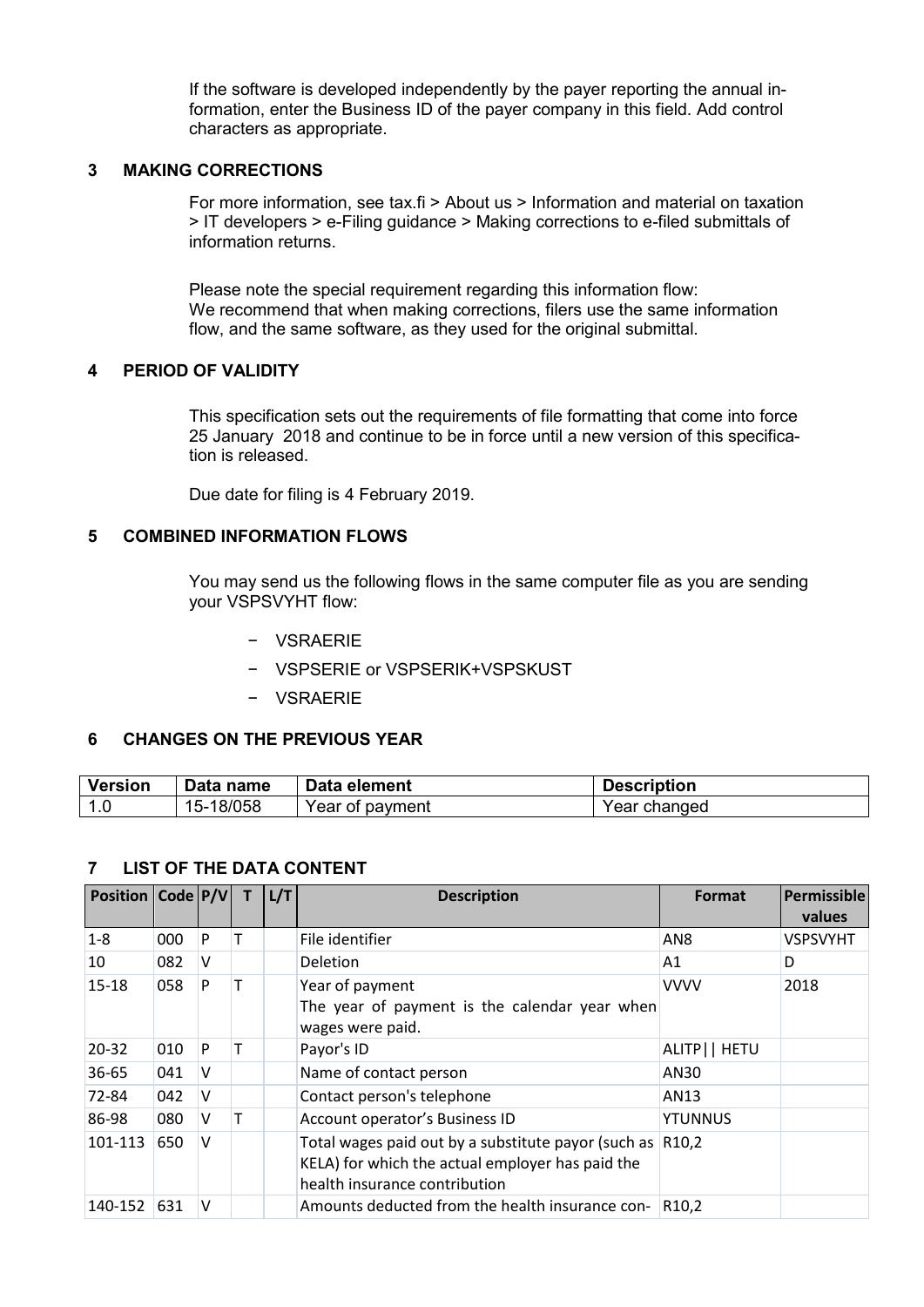If the software is developed independently by the payer reporting the annual information, enter the Business ID of the payer company in this field. Add control characters as appropriate.

## 3 MAKING CORRECTIONS

For more information, see tax.fi > About us > Information and material on taxation > IT developers > e-Filing guidance > Making corrections to e-filed submittals of information returns.

Please note the special requirement regarding this information flow: We recommend that when making corrections, filers use the same information flow, and the same software, as they used for the original submittal.

## 4 PERIOD OF VALIDITY

This specification sets out the requirements of file formatting that come into force 25 January 2018 and continue to be in force until a new version of this specification is released.

Due date for filing is 4 February 2019.

## 5 COMBINED INFORMATION FLOWS

You may send us the following flows in the same computer file as you are sending your VSPSVYHT flow:

- VSRAERIE
- VSPSERIE or VSPSERIK+VSPSKUST
- VSRAERIE

## 6 CHANGES ON THE PREVIOUS YEAR

| Version | Data name | Data element | Description |
|---|---|---|---|
| 1.0 | 15-18/058 | Year of payment | Year changed |

## 7 LIST OF THE DATA CONTENT

| Position | Code | P/V | T | L/T | Description | Format | Permissible values |
|---|---|---|---|---|---|---|---|
| 1-8 | 000 | P | T | | File identifier | AN8 | VSPSVYHT |
| 10 | 082 | V | | | Deletion | A1 | D |
| 15-18 | 058 | P | T | | Year of payment<br>The year of payment is the calendar year when wages were paid. | VVVV | 2018 |
| 20-32 | 010 | P | T | | Payor's ID | ALITP\|\| HETU | |
| 36-65 | 041 | V | | | Name of contact person | AN30 | |
| 72-84 | 042 | V | | | Contact person's telephone | AN13 | |
| 86-98 | 080 | V | T | | Account operator's Business ID | YTUNNUS | |
| 101-113 | 650 | V | | | Total wages paid out by a substitute payor (such as KELA) for which the actual employer has paid the health insurance contribution | R10,2 | |
| 140-152 | 631 | V | | | Amounts deducted from the health insurance con- | R10,2 | |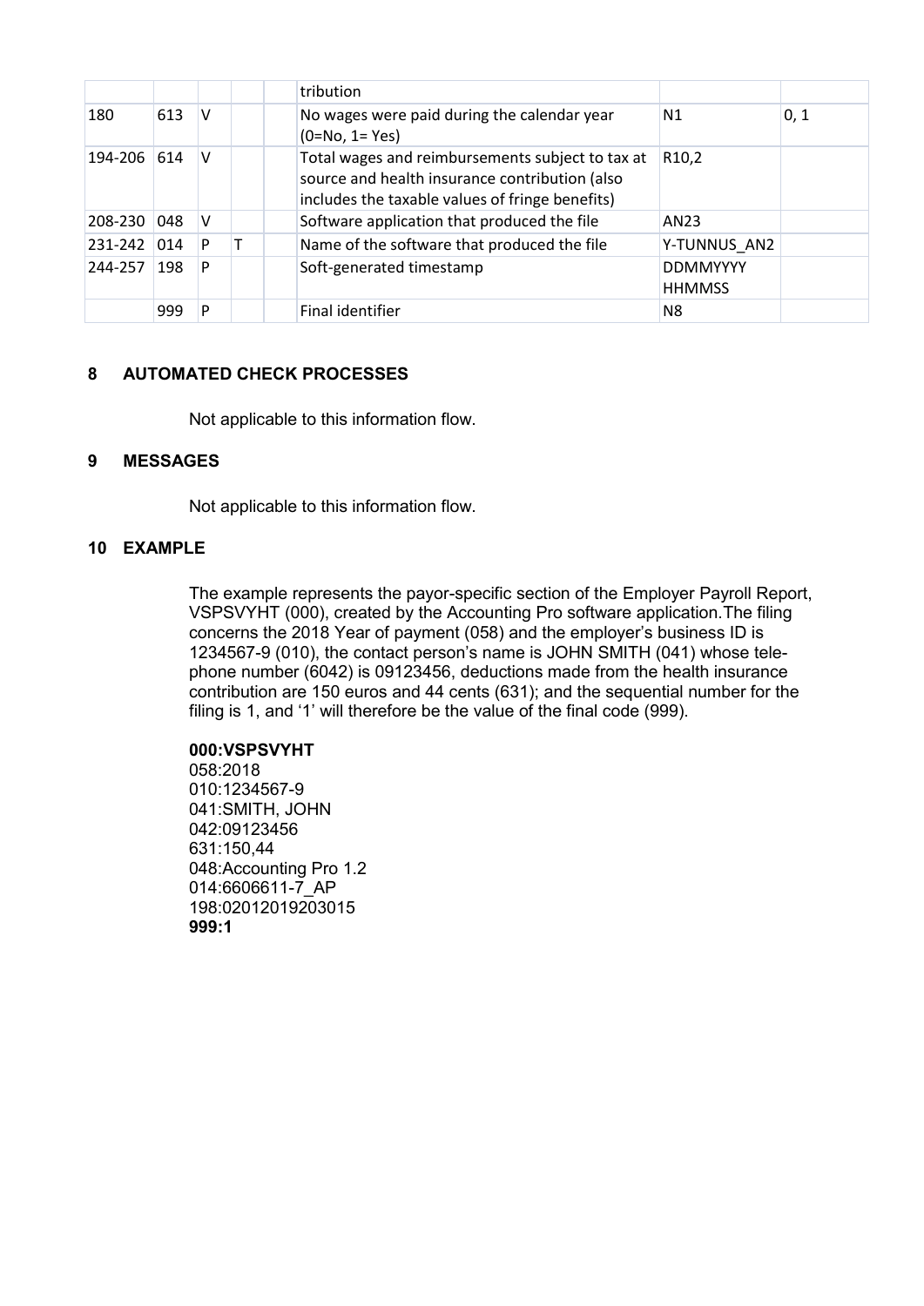| | | | | | | | |
|---|---|---|---|---|---|---|---|
| | | | | | tribution | | |
| 180 | 613 | V | | | No wages were paid during the calendar year (0=No, 1= Yes) | N1 | 0, 1 |
| 194-206 | 614 | V | | | Total wages and reimbursements subject to tax at source and health insurance contribution (also includes the taxable values of fringe benefits) | R10,2 | |
| 208-230 | 048 | V | | | Software application that produced the file | AN23 | |
| 231-242 | 014 | P | T | | Name of the software that produced the file | Y-TUNNUS_AN2 | |
| 244-257 | 198 | P | | | Soft-generated timestamp | DDMMYYYY HHMMSS | |
| | 999 | P | | | Final identifier | N8 | |

## 8 AUTOMATED CHECK PROCESSES

Not applicable to this information flow.

## 9 MESSAGES

Not applicable to this information flow.

## 10 EXAMPLE

The example represents the payor-specific section of the Employer Payroll Report, VSPSVYHT (000), created by the Accounting Pro software application.The filing concerns the 2018 Year of payment (058) and the employer's business ID is 1234567-9 (010), the contact person's name is JOHN SMITH (041) whose telephone number (6042) is 09123456, deductions made from the health insurance contribution are 150 euros and 44 cents (631); and the sequential number for the filing is 1, and '1' will therefore be the value of the final code (999).

**000:VSPSVYHT**
058:2018
010:1234567-9
041:SMITH, JOHN
042:09123456
631:150,44
048:Accounting Pro 1.2
014:6606611-7_AP
198:02012019203015
**999:1**